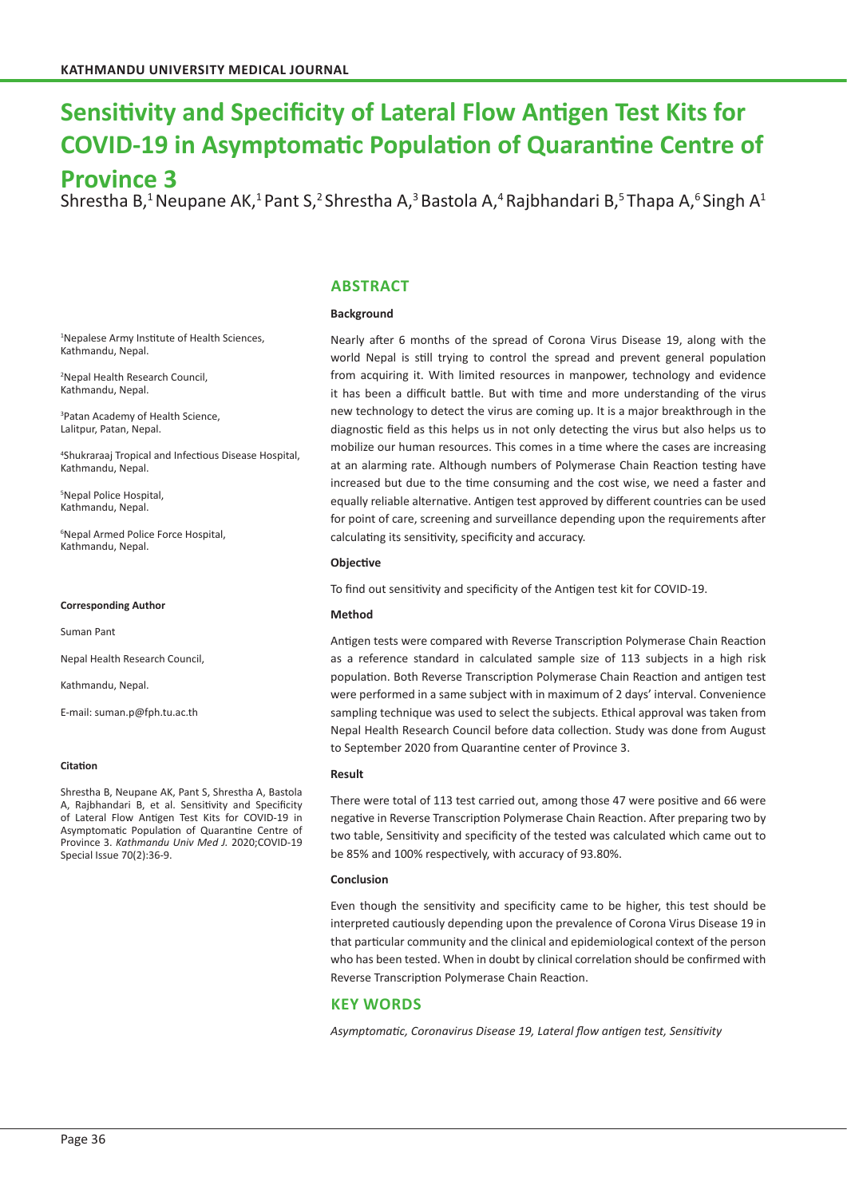# Sensitivity and Specificity of Lateral Flow Antigen Test Kits for COVID-19 in Asymptomatic Population of Quarantine Centre of Province 3

Shrestha B,[1] Neupane AK,[1] Pant S,[2] Shrestha A,[3] Bastola A,[4] Rajbhandari B,[5] Thapa A,[6] Singh A[1]

[1]Nepalese Army Institute of Health Sciences, Kathmandu, Nepal.

[2]Nepal Health Research Council, Kathmandu, Nepal.

[3]Patan Academy of Health Science, Lalitpur, Patan, Nepal.

[4]Shukraraaj Tropical and Infectious Disease Hospital, Kathmandu, Nepal.

[5]Nepal Police Hospital, Kathmandu, Nepal.

[6]Nepal Armed Police Force Hospital, Kathmandu, Nepal.

**Corresponding Author**

Suman Pant

Nepal Health Research Council,

Kathmandu, Nepal.

E-mail: suman.p@fph.tu.ac.th

**Citation**

Shrestha B, Neupane AK, Pant S, Shrestha A, Bastola A, Rajbhandari B, et al. Sensitivity and Specificity of Lateral Flow Antigen Test Kits for COVID-19 in Asymptomatic Population of Quarantine Centre of Province 3. *Kathmandu Univ Med J.* 2020;COVID-19 Special Issue 70(2):36-9.

## ABSTRACT

**Background**

Nearly after 6 months of the spread of Corona Virus Disease 19, along with the world Nepal is still trying to control the spread and prevent general population from acquiring it. With limited resources in manpower, technology and evidence it has been a difficult battle. But with time and more understanding of the virus new technology to detect the virus are coming up. It is a major breakthrough in the diagnostic field as this helps us in not only detecting the virus but also helps us to mobilize our human resources. This comes in a time where the cases are increasing at an alarming rate. Although numbers of Polymerase Chain Reaction testing have increased but due to the time consuming and the cost wise, we need a faster and equally reliable alternative. Antigen test approved by different countries can be used for point of care, screening and surveillance depending upon the requirements after calculating its sensitivity, specificity and accuracy.

**Objective**

To find out sensitivity and specificity of the Antigen test kit for COVID-19.

**Method**

Antigen tests were compared with Reverse Transcription Polymerase Chain Reaction as a reference standard in calculated sample size of 113 subjects in a high risk population. Both Reverse Transcription Polymerase Chain Reaction and antigen test were performed in a same subject with in maximum of 2 days' interval. Convenience sampling technique was used to select the subjects. Ethical approval was taken from Nepal Health Research Council before data collection. Study was done from August to September 2020 from Quarantine center of Province 3.

**Result**

There were total of 113 test carried out, among those 47 were positive and 66 were negative in Reverse Transcription Polymerase Chain Reaction. After preparing two by two table, Sensitivity and specificity of the tested was calculated which came out to be 85% and 100% respectively, with accuracy of 93.80%.

**Conclusion**

Even though the sensitivity and specificity came to be higher, this test should be interpreted cautiously depending upon the prevalence of Corona Virus Disease 19 in that particular community and the clinical and epidemiological context of the person who has been tested. When in doubt by clinical correlation should be confirmed with Reverse Transcription Polymerase Chain Reaction.

## KEY WORDS

*Asymptomatic, Coronavirus Disease 19, Lateral flow antigen test, Sensitivity*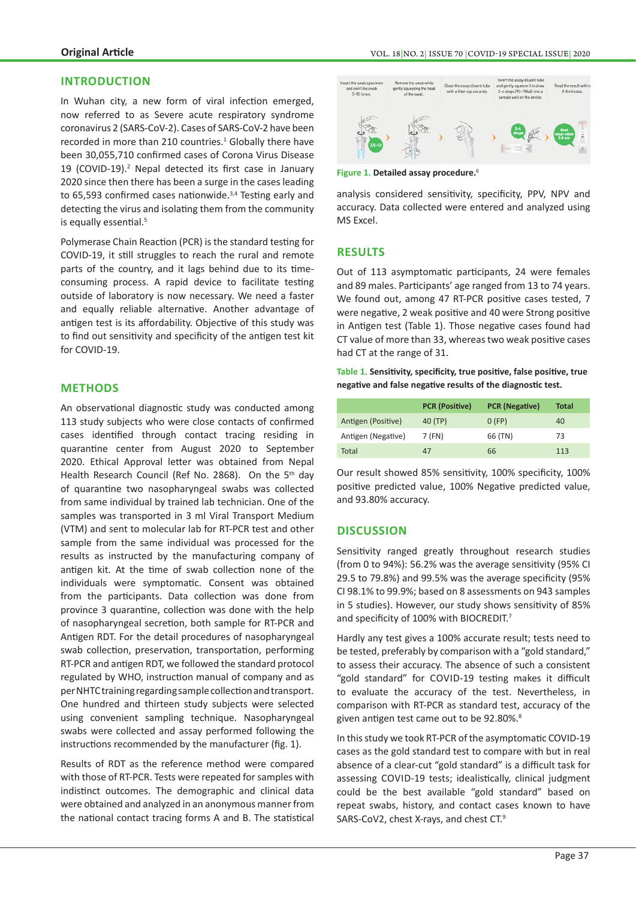## INTRODUCTION

In Wuhan city, a new form of viral infection emerged, now referred to as Severe acute respiratory syndrome coronavirus 2 (SARS-CoV-2). Cases of SARS-CoV-2 have been recorded in more than 210 countries.[1] Globally there have been 30,055,710 confirmed cases of Corona Virus Disease 19 (COVID-19).[2] Nepal detected its first case in January 2020 since then there has been a surge in the cases leading to 65,593 confirmed cases nationwide.[3,4] Testing early and detecting the virus and isolating them from the community is equally essential.[5]

Polymerase Chain Reaction (PCR) is the standard testing for COVID-19, it still struggles to reach the rural and remote parts of the country, and it lags behind due to time-consuming process. A rapid device to facilitate testing outside of laboratory is now necessary. We need a faster and equally reliable alternative. Another advantage of antigen test is its affordability. Objective of this study was to find out sensitivity and specificity of the antigen test kit for COVID-19.

## METHODS

An observational diagnostic study was conducted among 113 study subjects who were close contacts of confirmed cases identified through contact tracing residing in quarantine center from August 2020 to September 2020. Ethical Approval letter was obtained from Nepal Health Research Council (Ref No. 2868). On the 5th day of quarantine two nasopharyngeal swabs was collected from same individual by trained lab technician. One of the samples was transported in 3 ml Viral Transport Medium (VTM) and sent to molecular lab for RT-PCR test and other sample from the same individual was processed for the results as instructed by the manufacturing company of antigen kit. At the time of swab collection none of the individuals were symptomatic. Consent was obtained from the participants. Data collection was done from province 3 quarantine, collection was done with the help of nasopharyngeal secretion, both sample for RT-PCR and Antigen RDT. For the detail procedures of nasopharyngeal swab collection, preservation, transportation, performing RT-PCR and antigen RDT, we followed the standard protocol regulated by WHO, instruction manual of company and as per NHTC training regarding sample collection and transport. One hundred and thirteen study subjects were selected using convenient sampling technique. Nasopharyngeal swabs were collected and assay performed following the instructions recommended by the manufacturer (fig. 1).

Results of RDT as the reference method were compared with those of RT-PCR. Tests were repeated for samples with indistinct outcomes. The demographic and clinical data were obtained and analyzed in an anonymous manner from the national contact tracing forms A and B. The statistical analysis considered sensitivity, specificity, PPV, NPV and accuracy. Data collected were entered and analyzed using MS Excel.

**Figure 1.** **Detailed assay procedure.**[6]

## RESULTS

Out of 113 asymptomatic participants, 24 were females and 89 males. Participants' age ranged from 13 to 74 years. We found out, among 47 RT-PCR positive cases tested, 7 were negative, 2 weak positive and 40 were Strong positive in Antigen test (Table 1). Those negative cases found had CT value of more than 33, whereas two weak positive cases had CT at the range of 31.

**Table 1.** **Sensitivity, specificity, true positive, false positive, true negative and false negative results of the diagnostic test.**

| | PCR (Positive) | PCR (Negative) | Total |
|---|---|---|---|
| Antigen (Positive) | 40 (TP) | 0 (FP) | 40 |
| Antigen (Negative) | 7 (FN) | 66 (TN) | 73 |
| Total | 47 | 66 | 113 |

Our result showed 85% sensitivity, 100% specificity, 100% positive predicted value, 100% Negative predicted value, and 93.80% accuracy.

## DISCUSSION

Sensitivity ranged greatly throughout research studies (from 0 to 94%): 56.2% was the average sensitivity (95% CI 29.5 to 79.8%) and 99.5% was the average specificity (95% CI 98.1% to 99.9%; based on 8 assessments on 943 samples in 5 studies). However, our study shows sensitivity of 85% and specificity of 100% with BIOCREDIT.[7]

Hardly any test gives a 100% accurate result; tests need to be tested, preferably by comparison with a "gold standard," to assess their accuracy. The absence of such a consistent "gold standard" for COVID-19 testing makes it difficult to evaluate the accuracy of the test. Nevertheless, in comparison with RT-PCR as standard test, accuracy of the given antigen test came out to be 92.80%.[8]

In this study we took RT-PCR of the asymptomatic COVID-19 cases as the gold standard test to compare with but in real absence of a clear-cut "gold standard" is a difficult task for assessing COVID-19 tests; idealistically, clinical judgment could be the best available "gold standard" based on repeat swabs, history, and contact cases known to have SARS-CoV2, chest X-rays, and chest CT.[9]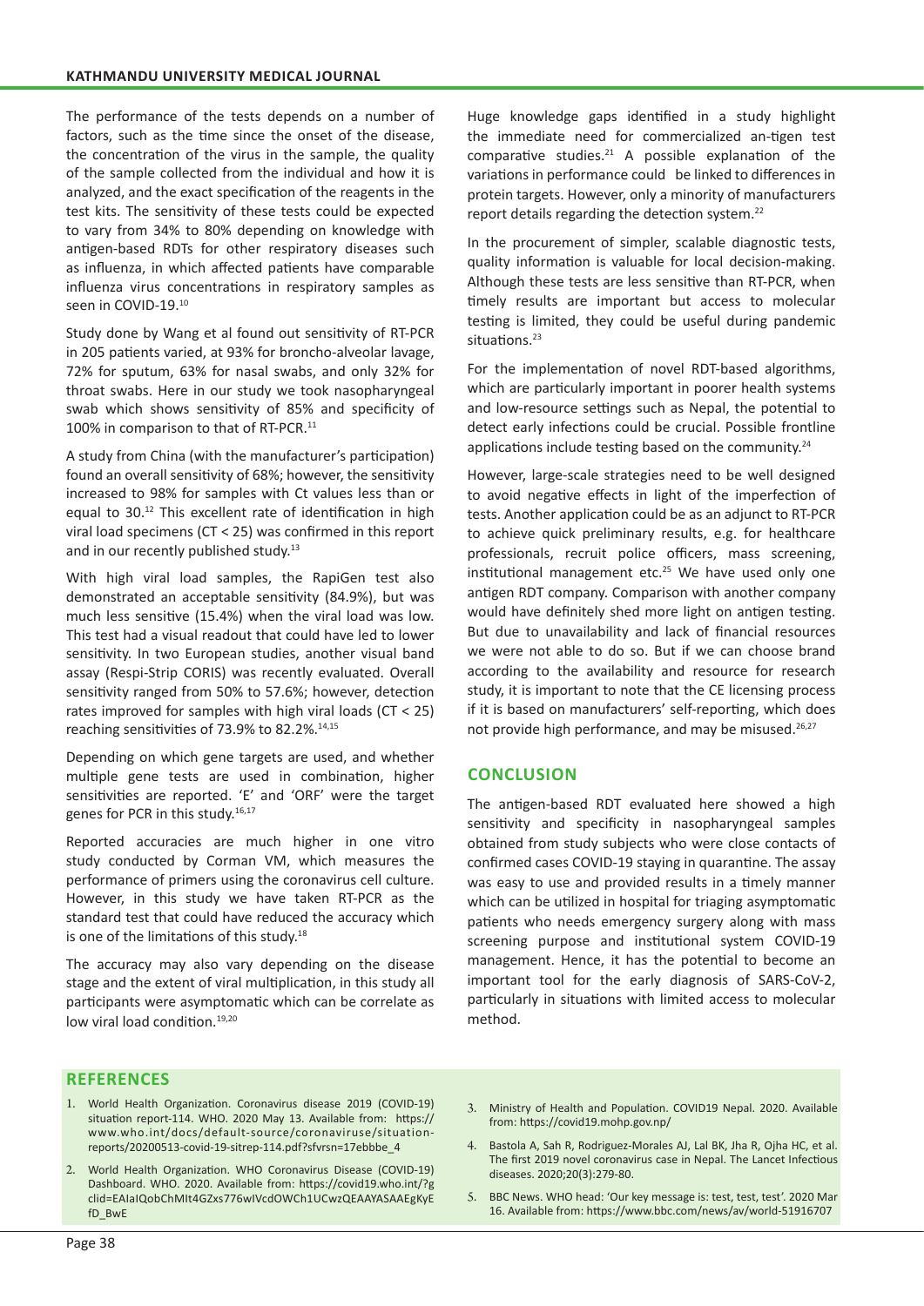The performance of the tests depends on a number of factors, such as the time since the onset of the disease, the concentration of the virus in the sample, the quality of the sample collected from the individual and how it is analyzed, and the exact specification of the reagents in the test kits. The sensitivity of these tests could be expected to vary from 34% to 80% depending on knowledge with antigen-based RDTs for other respiratory diseases such as influenza, in which affected patients have comparable influenza virus concentrations in respiratory samples as seen in COVID-19.[10]

Study done by Wang et al found out sensitivity of RT-PCR in 205 patients varied, at 93% for broncho-alveolar lavage, 72% for sputum, 63% for nasal swabs, and only 32% for throat swabs. Here in our study we took nasopharyngeal swab which shows sensitivity of 85% and specificity of 100% in comparison to that of RT-PCR.[11]

A study from China (with the manufacturer's participation) found an overall sensitivity of 68%; however, the sensitivity increased to 98% for samples with Ct values less than or equal to 30.[12] This excellent rate of identification in high viral load specimens (CT < 25) was confirmed in this report and in our recently published study.[13]

With high viral load samples, the RapiGen test also demonstrated an acceptable sensitivity (84.9%), but was much less sensitive (15.4%) when the viral load was low. This test had a visual readout that could have led to lower sensitivity. In two European studies, another visual band assay (Respi-Strip CORIS) was recently evaluated. Overall sensitivity ranged from 50% to 57.6%; however, detection rates improved for samples with high viral loads (CT < 25) reaching sensitivities of 73.9% to 82.2%.[14,15]

Depending on which gene targets are used, and whether multiple gene tests are used in combination, higher sensitivities are reported. 'E' and 'ORF' were the target genes for PCR in this study.[16,17]

Reported accuracies are much higher in one vitro study conducted by Corman VM, which measures the performance of primers using the coronavirus cell culture. However, in this study we have taken RT-PCR as the standard test that could have reduced the accuracy which is one of the limitations of this study.[18]

The accuracy may also vary depending on the disease stage and the extent of viral multiplication, in this study all participants were asymptomatic which can be correlate as low viral load condition.[19,20]

Huge knowledge gaps identified in a study highlight the immediate need for commercialized an-tigen test comparative studies.[21] A possible explanation of the variations in performance could be linked to differences in protein targets. However, only a minority of manufacturers report details regarding the detection system.[22]

In the procurement of simpler, scalable diagnostic tests, quality information is valuable for local decision-making. Although these tests are less sensitive than RT-PCR, when timely results are important but access to molecular testing is limited, they could be useful during pandemic situations.[23]

For the implementation of novel RDT-based algorithms, which are particularly important in poorer health systems and low-resource settings such as Nepal, the potential to detect early infections could be crucial. Possible frontline applications include testing based on the community.[24]

However, large-scale strategies need to be well designed to avoid negative effects in light of the imperfection of tests. Another application could be as an adjunct to RT-PCR to achieve quick preliminary results, e.g. for healthcare professionals, recruit police officers, mass screening, institutional management etc.[25] We have used only one antigen RDT company. Comparison with another company would have definitely shed more light on antigen testing. But due to unavailability and lack of financial resources we were not able to do so. But if we can choose brand according to the availability and resource for research study, it is important to note that the CE licensing process if it is based on manufacturers' self-reporting, which does not provide high performance, and may be misused.[26,27]

## CONCLUSION

The antigen-based RDT evaluated here showed a high sensitivity and specificity in nasopharyngeal samples obtained from study subjects who were close contacts of confirmed cases COVID-19 staying in quarantine. The assay was easy to use and provided results in a timely manner which can be utilized in hospital for triaging asymptomatic patients who needs emergency surgery along with mass screening purpose and institutional system COVID-19 management. Hence, it has the potential to become an important tool for the early diagnosis of SARS-CoV-2, particularly in situations with limited access to molecular method.

## REFERENCES

1. World Health Organization. Coronavirus disease 2019 (COVID-19) situation report-114. WHO. 2020 May 13. Available from: https://www.who.int/docs/default-source/coronaviruse/situation-reports/20200513-covid-19-sitrep-114.pdf?sfvrsn=17ebbbe_4
2. World Health Organization. WHO Coronavirus Disease (COVID-19) Dashboard. WHO. 2020. Available from: https://covid19.who.int/?gclid=EAIaIQobChMIt4GZxs776wIVcdOWCh1UCwzQEAAYASAAEgKyEfD_BwE
3. Ministry of Health and Population. COVID19 Nepal. 2020. Available from: https://covid19.mohp.gov.np/
4. Bastola A, Sah R, Rodriguez-Morales AJ, Lal BK, Jha R, Ojha HC, et al. The first 2019 novel coronavirus case in Nepal. The Lancet Infectious diseases. 2020;20(3):279-80.
5. BBC News. WHO head: 'Our key message is: test, test, test'. 2020 Mar 16. Available from: https://www.bbc.com/news/av/world-51916707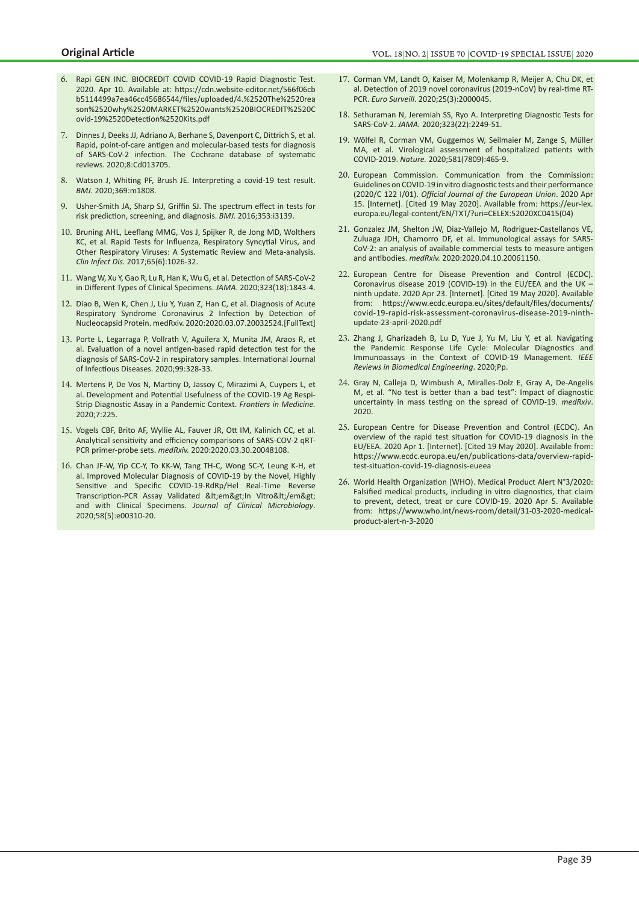6. Rapi GEN INC. BIOCREDIT COVID COVID-19 Rapid Diagnostic Test. 2020. Apr 10. Available at: https://cdn.website-editor.net/566f06cbb5114499a7ea46cc45686544/files/uploaded/4.%2520The%2520reason%2520why%2520MARKET%2520wants%2520BIOCREDIT%2520Covid-19%2520Detection%2520Kits.pdf

7. Dinnes J, Deeks JJ, Adriano A, Berhane S, Davenport C, Dittrich S, et al. Rapid, point-of-care antigen and molecular-based tests for diagnosis of SARS-CoV-2 infection. The Cochrane database of systematic reviews. 2020;8:Cd013705.

8. Watson J, Whiting PF, Brush JE. Interpreting a covid-19 test result. *BMJ*. 2020;369:m1808.

9. Usher-Smith JA, Sharp SJ, Griffin SJ. The spectrum effect in tests for risk prediction, screening, and diagnosis. *BMJ.* 2016;353:i3139.

10. Bruning AHL, Leeflang MMG, Vos J, Spijker R, de Jong MD, Wolthers KC, et al. Rapid Tests for Influenza, Respiratory Syncytial Virus, and Other Respiratory Viruses: A Systematic Review and Meta-analysis. *Clin Infect Dis.* 2017;65(6):1026-32.

11. Wang W, Xu Y, Gao R, Lu R, Han K, Wu G, et al. Detection of SARS-CoV-2 in Different Types of Clinical Specimens. *JAMA*. 2020;323(18):1843-4.

12. Diao B, Wen K, Chen J, Liu Y, Yuan Z, Han C, et al. Diagnosis of Acute Respiratory Syndrome Coronavirus 2 Infection by Detection of Nucleocapsid Protein. medRxiv. 2020:2020.03.07.20032524.[FullText]

13. Porte L, Legarraga P, Vollrath V, Aguilera X, Munita JM, Araos R, et al. Evaluation of a novel antigen-based rapid detection test for the diagnosis of SARS-CoV-2 in respiratory samples. International Journal of Infectious Diseases. 2020;99:328-33.

14. Mertens P, De Vos N, Martiny D, Jassoy C, Mirazimi A, Cuypers L, et al. Development and Potential Usefulness of the COVID-19 Ag Respi-Strip Diagnostic Assay in a Pandemic Context. *Frontiers in Medicine.* 2020;7:225.

15. Vogels CBF, Brito AF, Wyllie AL, Fauver JR, Ott IM, Kalinich CC, et al. Analytical sensitivity and efficiency comparisons of SARS-COV-2 qRT-PCR primer-probe sets. *medRxiv.* 2020:2020.03.30.20048108.

16. Chan JF-W, Yip CC-Y, To KK-W, Tang TH-C, Wong SC-Y, Leung K-H, et al. Improved Molecular Diagnosis of COVID-19 by the Novel, Highly Sensitive and Specific COVID-19-RdRp/Hel Real-Time Reverse Transcription-PCR Assay Validated &lt;em&gt;In Vitro&lt;/em&gt; and with Clinical Specimens. *Journal of Clinical Microbiology*. 2020;58(5):e00310-20.

17. Corman VM, Landt O, Kaiser M, Molenkamp R, Meijer A, Chu DK, et al. Detection of 2019 novel coronavirus (2019-nCoV) by real-time RT-PCR. *Euro Surveill*. 2020;25(3):2000045.

18. Sethuraman N, Jeremiah SS, Ryo A. Interpreting Diagnostic Tests for SARS-CoV-2. *JAMA.* 2020;323(22):2249-51.

19. Wölfel R, Corman VM, Guggemos W, Seilmaier M, Zange S, Müller MA, et al. Virological assessment of hospitalized patients with COVID-2019. *Nature.* 2020;581(7809):465-9.

20. European Commission. Communication from the Commission: Guidelines on COVID-19 in vitro diagnostic tests and their performance (2020/C 122 I/01). *Official Journal of the European Union*. 2020 Apr 15. [Internet]. [Cited 19 May 2020]. Available from: https://eur-lex.europa.eu/legal-content/EN/TXT/?uri=CELEX:52020XC0415(04)

21. Gonzalez JM, Shelton JW, Diaz-Vallejo M, Rodriguez-Castellanos VE, Zuluaga JDH, Chamorro DF, et al. Immunological assays for SARS-CoV-2: an analysis of available commercial tests to measure antigen and antibodies. *medRxiv.* 2020:2020.04.10.20061150.

22. European Centre for Disease Prevention and Control (ECDC). Coronavirus disease 2019 (COVID-19) in the EU/EEA and the UK – ninth update. 2020 Apr 23. [Internet]. [Cited 19 May 2020]. Available from: https://www.ecdc.europa.eu/sites/default/files/documents/covid-19-rapid-risk-assessment-coronavirus-disease-2019-ninth-update-23-april-2020.pdf

23. Zhang J, Gharizadeh B, Lu D, Yue J, Yu M, Liu Y, et al. Navigating the Pandemic Response Life Cycle: Molecular Diagnostics and Immunoassays in the Context of COVID-19 Management. *IEEE Reviews in Biomedical Engineering*. 2020;Pp.

24. Gray N, Calleja D, Wimbush A, Miralles-Dolz E, Gray A, De-Angelis M, et al. "No test is better than a bad test": Impact of diagnostic uncertainty in mass testing on the spread of COVID-19. *medRxiv*. 2020.

25. European Centre for Disease Prevention and Control (ECDC). An overview of the rapid test situation for COVID-19 diagnosis in the EU/EEA. 2020 Apr 1. [Internet]. [Cited 19 May 2020]. Available from: https://www.ecdc.europa.eu/en/publications-data/overview-rapid-test-situation-covid-19-diagnosis-eueea

26. World Health Organization (WHO). Medical Product Alert N°3/2020: Falsified medical products, including in vitro diagnostics, that claim to prevent, detect, treat or cure COVID-19. 2020 Apr 5. Available from: https://www.who.int/news-room/detail/31-03-2020-medical-product-alert-n-3-2020